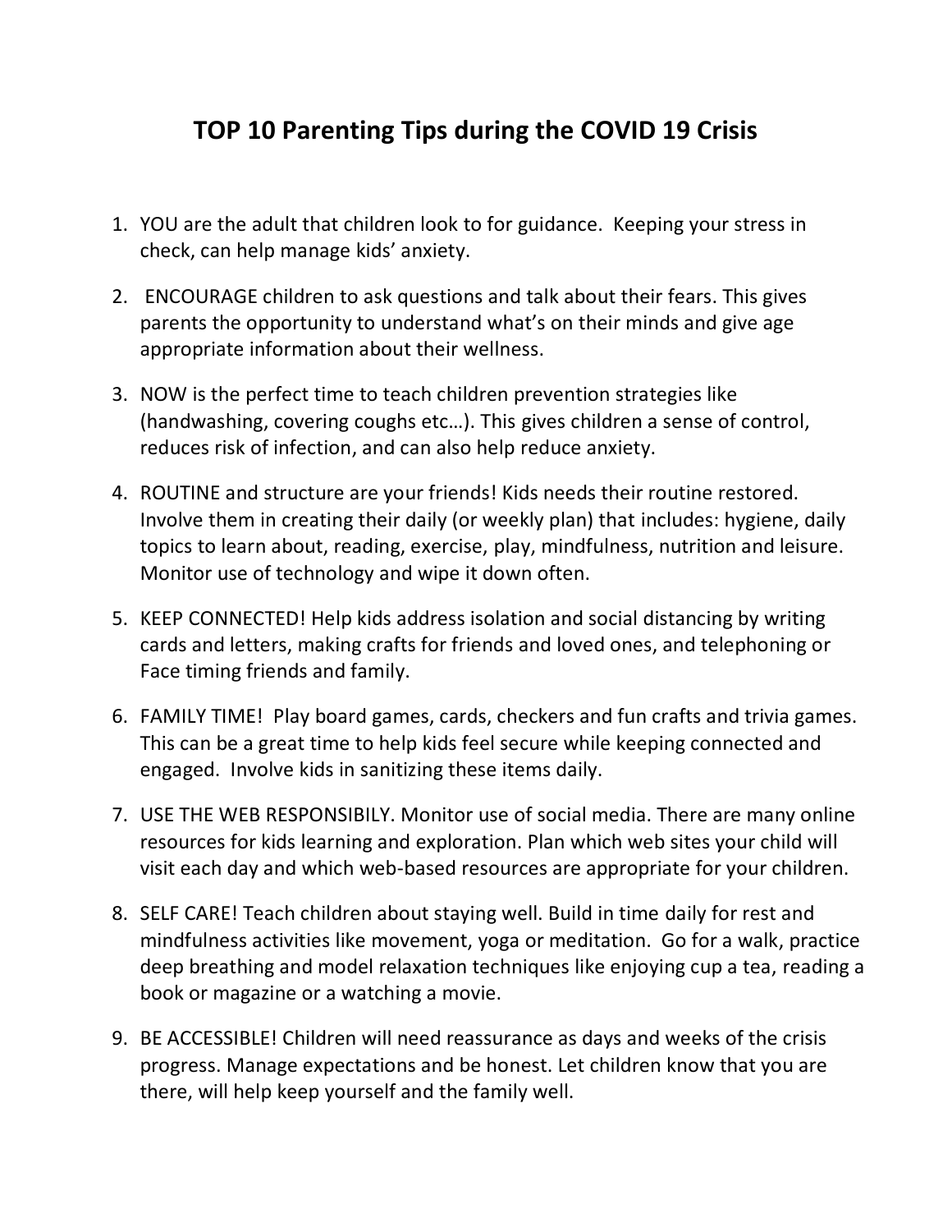# TOP 10 Parenting Tips during the COVID 19 Crisis

1. YOU are the adult that children look to for guidance. Keeping your stress in check, can help manage kids' anxiety.

2. ENCOURAGE children to ask questions and talk about their fears. This gives parents the opportunity to understand what's on their minds and give age appropriate information about their wellness.

3. NOW is the perfect time to teach children prevention strategies like (handwashing, covering coughs etc…). This gives children a sense of control, reduces risk of infection, and can also help reduce anxiety.

4. ROUTINE and structure are your friends! Kids needs their routine restored. Involve them in creating their daily (or weekly plan) that includes: hygiene, daily topics to learn about, reading, exercise, play, mindfulness, nutrition and leisure. Monitor use of technology and wipe it down often.

5. KEEP CONNECTED! Help kids address isolation and social distancing by writing cards and letters, making crafts for friends and loved ones, and telephoning or Face timing friends and family.

6. FAMILY TIME! Play board games, cards, checkers and fun crafts and trivia games. This can be a great time to help kids feel secure while keeping connected and engaged. Involve kids in sanitizing these items daily.

7. USE THE WEB RESPONSIBILY. Monitor use of social media. There are many online resources for kids learning and exploration. Plan which web sites your child will visit each day and which web-based resources are appropriate for your children.

8. SELF CARE! Teach children about staying well. Build in time daily for rest and mindfulness activities like movement, yoga or meditation. Go for a walk, practice deep breathing and model relaxation techniques like enjoying cup a tea, reading a book or magazine or a watching a movie.

9. BE ACCESSIBLE! Children will need reassurance as days and weeks of the crisis progress. Manage expectations and be honest. Let children know that you are there, will help keep yourself and the family well.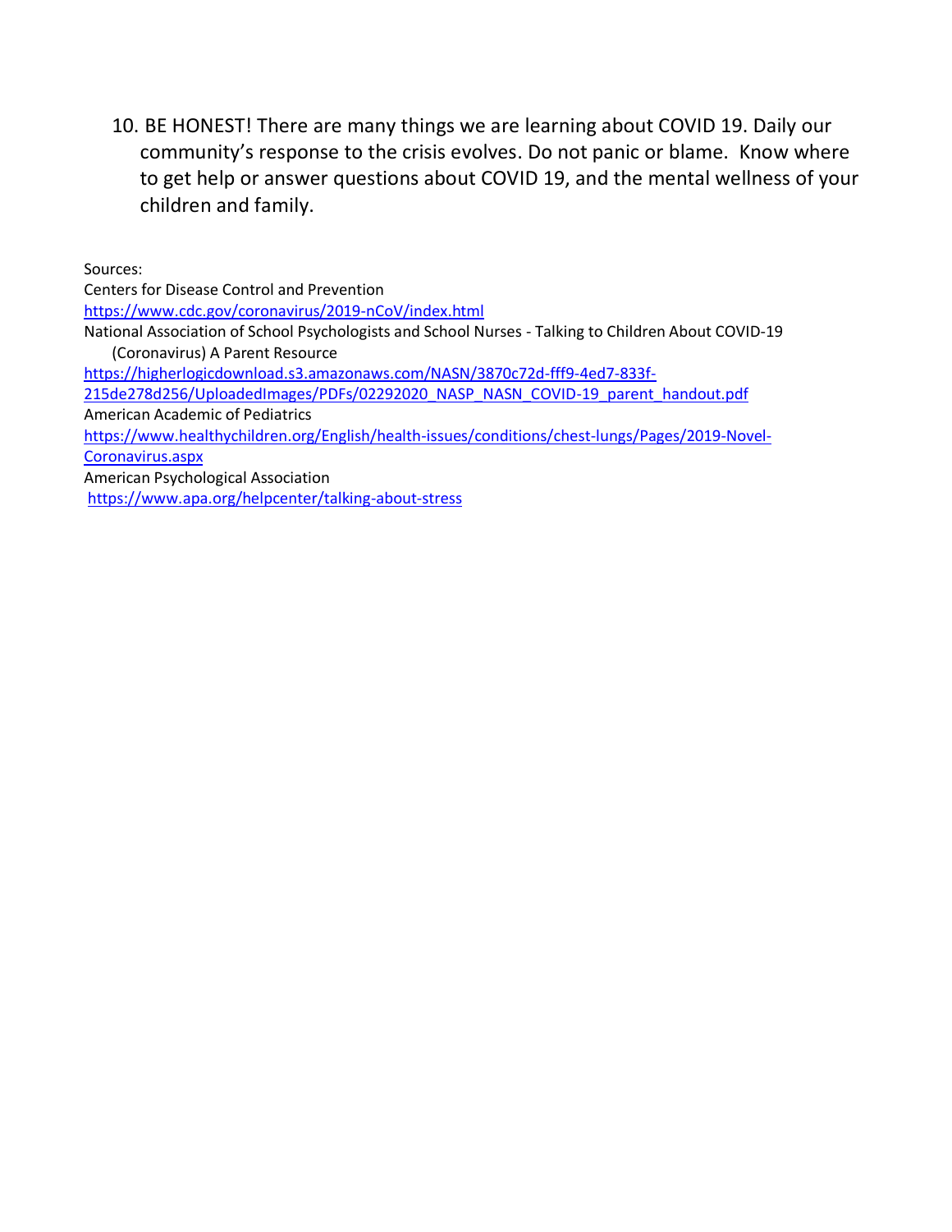10. BE HONEST! There are many things we are learning about COVID 19. Daily our community's response to the crisis evolves. Do not panic or blame. Know where to get help or answer questions about COVID 19, and the mental wellness of your children and family.

Sources:

Centers for Disease Control and Prevention
https://www.cdc.gov/coronavirus/2019-nCoV/index.html

National Association of School Psychologists and School Nurses - Talking to Children About COVID-19 (Coronavirus) A Parent Resource
https://higherlogicdownload.s3.amazonaws.com/NASN/3870c72d-fff9-4ed7-833f-215de278d256/UploadedImages/PDFs/02292020_NASP_NASN_COVID-19_parent_handout.pdf

American Academic of Pediatrics
https://www.healthychildren.org/English/health-issues/conditions/chest-lungs/Pages/2019-Novel-Coronavirus.aspx

American Psychological Association
https://www.apa.org/helpcenter/talking-about-stress